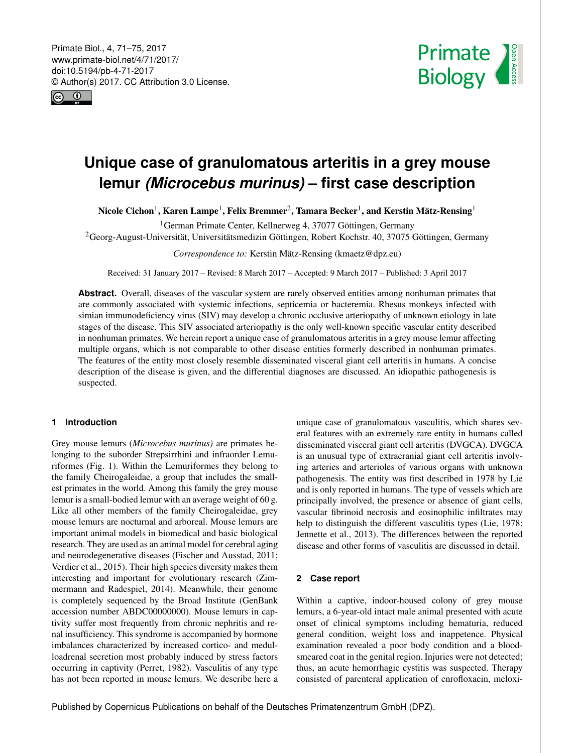# Unique case of granulomatous arteritis in a grey mouse lemur *(Microcebus murinus)* – first case description

**Nicole Cichon[1], Karen Lampe[1], Felix Bremmer[2], Tamara Becker[1], and Kerstin Mätz-Rensing[1]**

[1]German Primate Center, Kellnerweg 4, 37077 Göttingen, Germany

[2]Georg-August-Universität, Universitätsmedizin Göttingen, Robert Kochstr. 40, 37075 Göttingen, Germany

*Correspondence to:* Kerstin Mätz-Rensing (kmaetz@dpz.eu)

Received: 31 January 2017 – Revised: 8 March 2017 – Accepted: 9 March 2017 – Published: 3 April 2017

**Abstract.** Overall, diseases of the vascular system are rarely observed entities among nonhuman primates that are commonly associated with systemic infections, septicemia or bacteremia. Rhesus monkeys infected with simian immunodeficiency virus (SIV) may develop a chronic occlusive arteriopathy of unknown etiology in late stages of the disease. This SIV associated arteriopathy is the only well-known specific vascular entity described in nonhuman primates. We herein report a unique case of granulomatous arteritis in a grey mouse lemur affecting multiple organs, which is not comparable to other disease entities formerly described in nonhuman primates. The features of the entity most closely resemble disseminated visceral giant cell arteritis in humans. A concise description of the disease is given, and the differential diagnoses are discussed. An idiopathic pathogenesis is suspected.

## 1 Introduction

Grey mouse lemurs (*Microcebus murinus)* are primates belonging to the suborder Strepsirrhini and infraorder Lemuriformes (Fig. 1). Within the Lemuriformes they belong to the family Cheirogaleidae, a group that includes the smallest primates in the world. Among this family the grey mouse lemur is a small-bodied lemur with an average weight of 60 g. Like all other members of the family Cheirogaleidae, grey mouse lemurs are nocturnal and arboreal. Mouse lemurs are important animal models in biomedical and basic biological research. They are used as an animal model for cerebral aging and neurodegenerative diseases (Fischer and Ausstad, 2011; Verdier et al., 2015). Their high species diversity makes them interesting and important for evolutionary research (Zimmermann and Radespiel, 2014). Meanwhile, their genome is completely sequenced by the Broad Institute (GenBank accession number ABDC00000000). Mouse lemurs in captivity suffer most frequently from chronic nephritis and renal insufficiency. This syndrome is accompanied by hormone imbalances characterized by increased cortico- and medulloadrenal secretion most probably induced by stress factors occurring in captivity (Perret, 1982). Vasculitis of any type has not been reported in mouse lemurs. We describe here a unique case of granulomatous vasculitis, which shares several features with an extremely rare entity in humans called disseminated visceral giant cell arteritis (DVGCA). DVGCA is an unusual type of extracranial giant cell arteritis involving arteries and arterioles of various organs with unknown pathogenesis. The entity was first described in 1978 by Lie and is only reported in humans. The type of vessels which are principally involved, the presence or absence of giant cells, vascular fibrinoid necrosis and eosinophilic infiltrates may help to distinguish the different vasculitis types (Lie, 1978; Jennette et al., 2013). The differences between the reported disease and other forms of vasculitis are discussed in detail.

## 2 Case report

Within a captive, indoor-housed colony of grey mouse lemurs, a 6-year-old intact male animal presented with acute onset of clinical symptoms including hematuria, reduced general condition, weight loss and inappetence. Physical examination revealed a poor body condition and a blood-smeared coat in the genital region. Injuries were not detected; thus, an acute hemorrhagic cystitis was suspected. Therapy consisted of parenteral application of enrofloxacin, meloxi-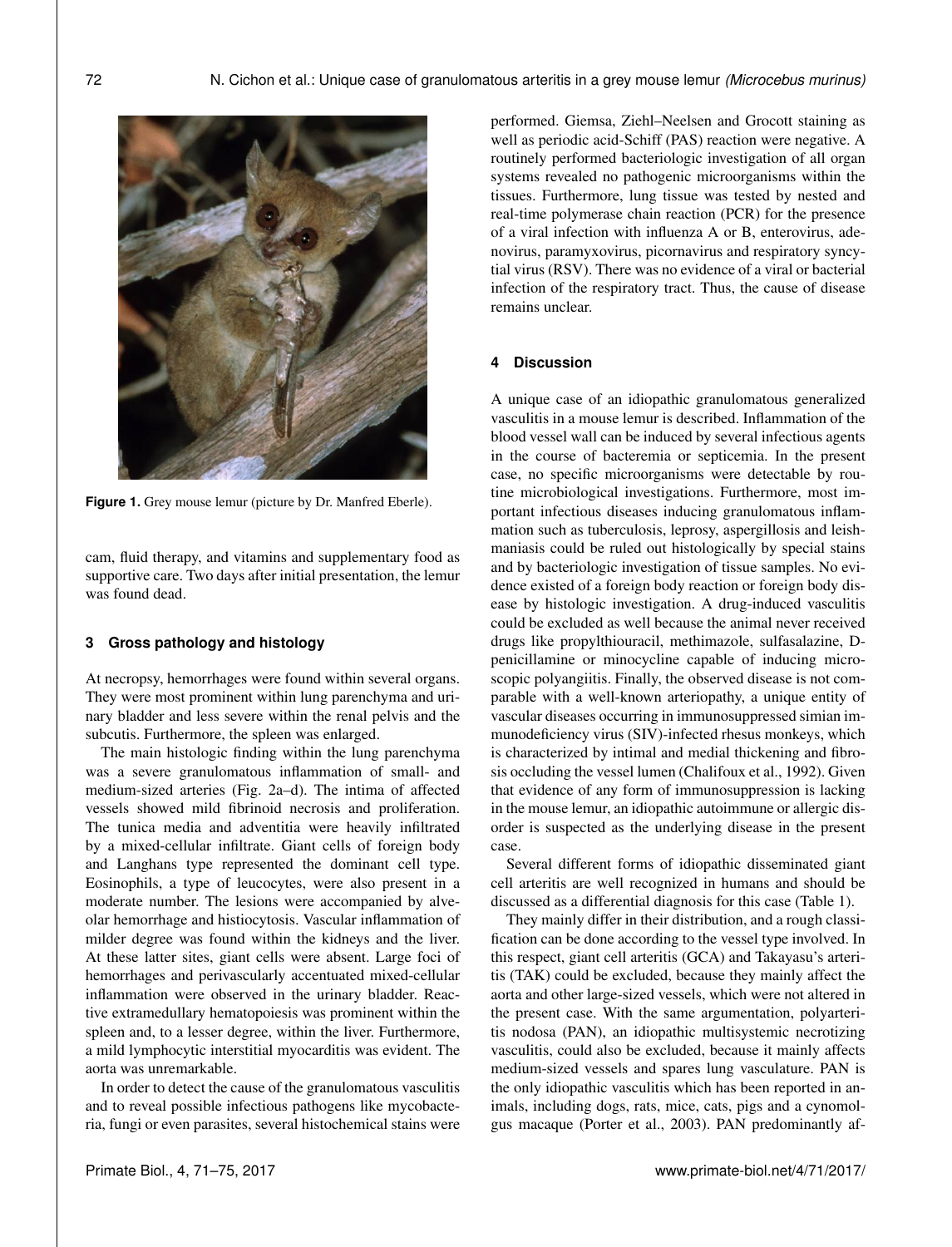Figure 1. Grey mouse lemur (picture by Dr. Manfred Eberle).

cam, fluid therapy, and vitamins and supplementary food as supportive care. Two days after initial presentation, the lemur was found dead.

## 3 Gross pathology and histology

At necropsy, hemorrhages were found within several organs. They were most prominent within lung parenchyma and urinary bladder and less severe within the renal pelvis and the subcutis. Furthermore, the spleen was enlarged.

The main histologic finding within the lung parenchyma was a severe granulomatous inflammation of small- and medium-sized arteries (Fig. 2a–d). The intima of affected vessels showed mild fibrinoid necrosis and proliferation. The tunica media and adventitia were heavily infiltrated by a mixed-cellular infiltrate. Giant cells of foreign body and Langhans type represented the dominant cell type. Eosinophils, a type of leucocytes, were also present in a moderate number. The lesions were accompanied by alveolar hemorrhage and histiocytosis. Vascular inflammation of milder degree was found within the kidneys and the liver. At these latter sites, giant cells were absent. Large foci of hemorrhages and perivascularly accentuated mixed-cellular inflammation were observed in the urinary bladder. Reactive extramedullary hematopoiesis was prominent within the spleen and, to a lesser degree, within the liver. Furthermore, a mild lymphocytic interstitial myocarditis was evident. The aorta was unremarkable.

In order to detect the cause of the granulomatous vasculitis and to reveal possible infectious pathogens like mycobacteria, fungi or even parasites, several histochemical stains were performed. Giemsa, Ziehl–Neelsen and Grocott staining as well as periodic acid-Schiff (PAS) reaction were negative. A routinely performed bacteriologic investigation of all organ systems revealed no pathogenic microorganisms within the tissues. Furthermore, lung tissue was tested by nested and real-time polymerase chain reaction (PCR) for the presence of a viral infection with influenza A or B, enterovirus, adenovirus, paramyxovirus, picornavirus and respiratory syncytial virus (RSV). There was no evidence of a viral or bacterial infection of the respiratory tract. Thus, the cause of disease remains unclear.

## 4 Discussion

A unique case of an idiopathic granulomatous generalized vasculitis in a mouse lemur is described. Inflammation of the blood vessel wall can be induced by several infectious agents in the course of bacteremia or septicemia. In the present case, no specific microorganisms were detectable by routine microbiological investigations. Furthermore, most important infectious diseases inducing granulomatous inflammation such as tuberculosis, leprosy, aspergillosis and leishmaniasis could be ruled out histologically by special stains and by bacteriologic investigation of tissue samples. No evidence existed of a foreign body reaction or foreign body disease by histologic investigation. A drug-induced vasculitis could be excluded as well because the animal never received drugs like propylthiouracil, methimazole, sulfasalazine, D-penicillamine or minocycline capable of inducing microscopic polyangiitis. Finally, the observed disease is not comparable with a well-known arteriopathy, a unique entity of vascular diseases occurring in immunosuppressed simian immunodeficiency virus (SIV)-infected rhesus monkeys, which is characterized by intimal and medial thickening and fibrosis occluding the vessel lumen (Chalifoux et al., 1992). Given that evidence of any form of immunosuppression is lacking in the mouse lemur, an idiopathic autoimmune or allergic disorder is suspected as the underlying disease in the present case.

Several different forms of idiopathic disseminated giant cell arteritis are well recognized in humans and should be discussed as a differential diagnosis for this case (Table 1).

They mainly differ in their distribution, and a rough classification can be done according to the vessel type involved. In this respect, giant cell arteritis (GCA) and Takayasu's arteritis (TAK) could be excluded, because they mainly affect the aorta and other large-sized vessels, which were not altered in the present case. With the same argumentation, polyarteritis nodosa (PAN), an idiopathic multisystemic necrotizing vasculitis, could also be excluded, because it mainly affects medium-sized vessels and spares lung vasculature. PAN is the only idiopathic vasculitis which has been reported in animals, including dogs, rats, mice, cats, pigs and a cynomolgus macaque (Porter et al., 2003). PAN predominantly af-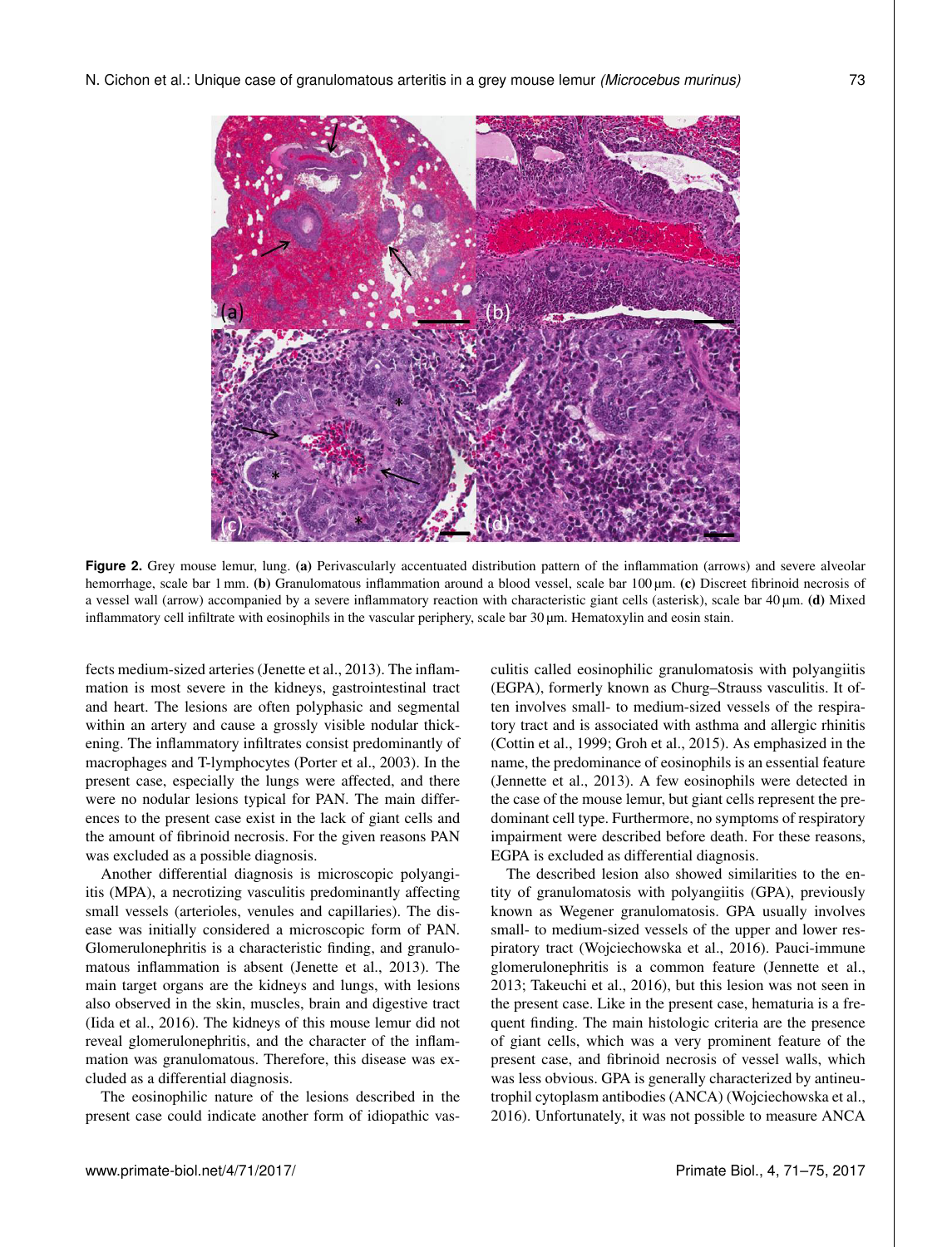**Figure 2.** Grey mouse lemur, lung. **(a)** Perivascularly accentuated distribution pattern of the inflammation (arrows) and severe alveolar hemorrhage, scale bar 1 mm. **(b)** Granulomatous inflammation around a blood vessel, scale bar 100 µm. **(c)** Discreet fibrinoid necrosis of a vessel wall (arrow) accompanied by a severe inflammatory reaction with characteristic giant cells (asterisk), scale bar 40 µm. **(d)** Mixed inflammatory cell infiltrate with eosinophils in the vascular periphery, scale bar 30 µm. Hematoxylin and eosin stain.

fects medium-sized arteries (Jenette et al., 2013). The inflammation is most severe in the kidneys, gastrointestinal tract and heart. The lesions are often polyphasic and segmental within an artery and cause a grossly visible nodular thickening. The inflammatory infiltrates consist predominantly of macrophages and T-lymphocytes (Porter et al., 2003). In the present case, especially the lungs were affected, and there were no nodular lesions typical for PAN. The main differences to the present case exist in the lack of giant cells and the amount of fibrinoid necrosis. For the given reasons PAN was excluded as a possible diagnosis.

Another differential diagnosis is microscopic polyangiitis (MPA), a necrotizing vasculitis predominantly affecting small vessels (arterioles, venules and capillaries). The disease was initially considered a microscopic form of PAN. Glomerulonephritis is a characteristic finding, and granulomatous inflammation is absent (Jenette et al., 2013). The main target organs are the kidneys and lungs, with lesions also observed in the skin, muscles, brain and digestive tract (Iida et al., 2016). The kidneys of this mouse lemur did not reveal glomerulonephritis, and the character of the inflammation was granulomatous. Therefore, this disease was excluded as a differential diagnosis.

The eosinophilic nature of the lesions described in the present case could indicate another form of idiopathic vasculitis called eosinophilic granulomatosis with polyangiitis (EGPA), formerly known as Churg–Strauss vasculitis. It often involves small- to medium-sized vessels of the respiratory tract and is associated with asthma and allergic rhinitis (Cottin et al., 1999; Groh et al., 2015). As emphasized in the name, the predominance of eosinophils is an essential feature (Jennette et al., 2013). A few eosinophils were detected in the case of the mouse lemur, but giant cells represent the predominant cell type. Furthermore, no symptoms of respiratory impairment were described before death. For these reasons, EGPA is excluded as differential diagnosis.

The described lesion also showed similarities to the entity of granulomatosis with polyangiitis (GPA), previously known as Wegener granulomatosis. GPA usually involves small- to medium-sized vessels of the upper and lower respiratory tract (Wojciechowska et al., 2016). Pauci-immune glomerulonephritis is a common feature (Jennette et al., 2013; Takeuchi et al., 2016), but this lesion was not seen in the present case. Like in the present case, hematuria is a frequent finding. The main histologic criteria are the presence of giant cells, which was a very prominent feature of the present case, and fibrinoid necrosis of vessel walls, which was less obvious. GPA is generally characterized by antineutrophil cytoplasm antibodies (ANCA) (Wojciechowska et al., 2016). Unfortunately, it was not possible to measure ANCA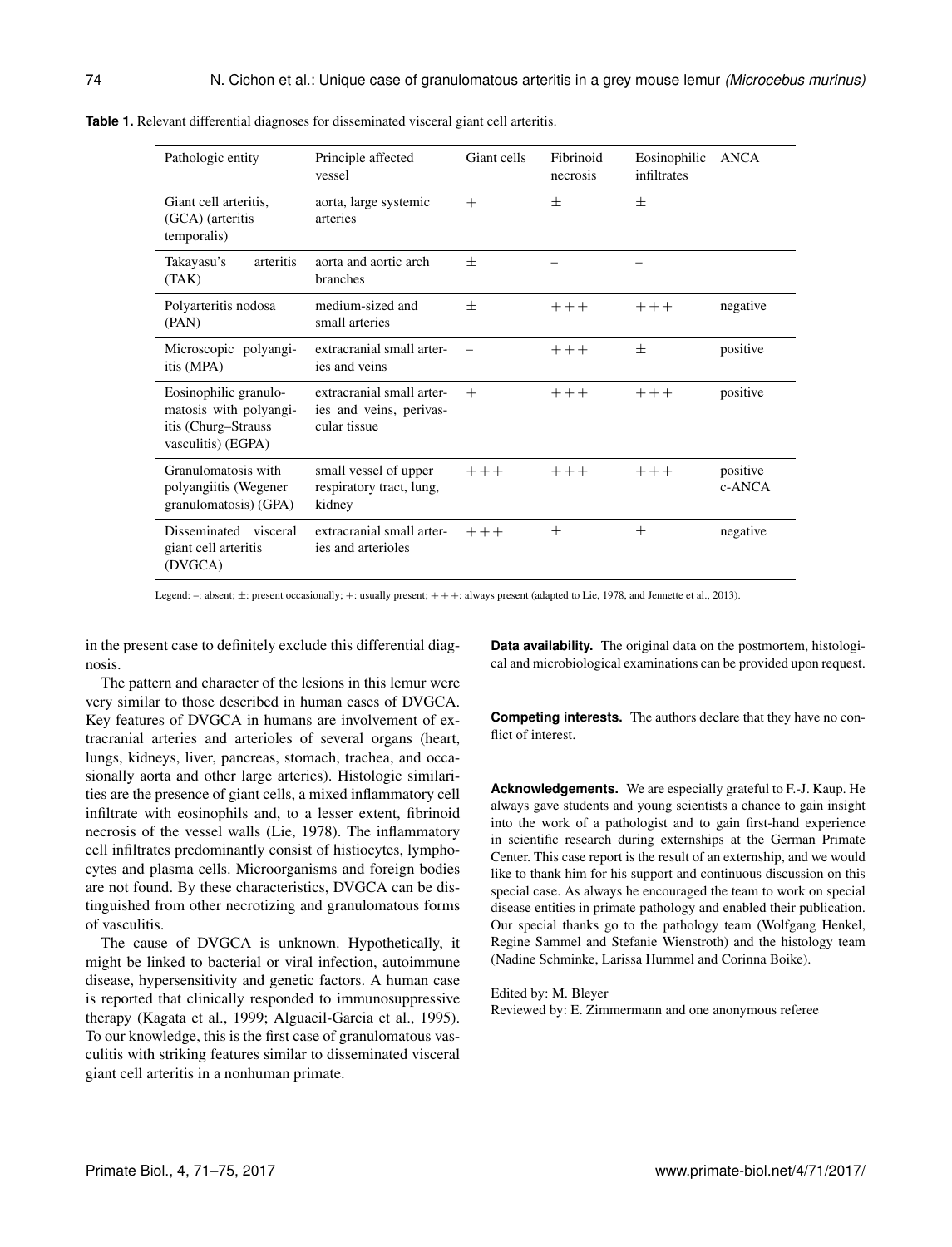**Table 1.** Relevant differential diagnoses for disseminated visceral giant cell arteritis.

| Pathologic entity | Principle affected vessel | Giant cells | Fibrinoid necrosis | Eosinophilic infiltrates | ANCA |
|---|---|---|---|---|---|
| Giant cell arteritis, (GCA) (arteritis temporalis) | aorta, large systemic arteries | + | ± | ± | |
| Takayasu's arteritis (TAK) | aorta and aortic arch branches | ± | – | – | |
| Polyarteritis nodosa (PAN) | medium-sized and small arteries | ± | +++ | +++ | negative |
| Microscopic polyangiitis (MPA) | extracranial small arteries and veins | – | +++ | ± | positive |
| Eosinophilic granulomatosis with polyangiitis (Churg–Strauss vasculitis) (EGPA) | extracranial small arteries and veins, perivascular tissue | + | +++ | +++ | positive |
| Granulomatosis with polyangiitis (Wegener granulomatosis) (GPA) | small vessel of upper respiratory tract, lung, kidney | +++ | +++ | +++ | positive c-ANCA |
| Disseminated visceral giant cell arteritis (DVGCA) | extracranial small arteries and arterioles | +++ | ± | ± | negative |

Legend: –: absent; ±: present occasionally; +: usually present; +++: always present (adapted to Lie, 1978, and Jennette et al., 2013).

in the present case to definitely exclude this differential diagnosis.

The pattern and character of the lesions in this lemur were very similar to those described in human cases of DVGCA. Key features of DVGCA in humans are involvement of extracranial arteries and arterioles of several organs (heart, lungs, kidneys, liver, pancreas, stomach, trachea, and occasionally aorta and other large arteries). Histologic similarities are the presence of giant cells, a mixed inflammatory cell infiltrate with eosinophils and, to a lesser extent, fibrinoid necrosis of the vessel walls (Lie, 1978). The inflammatory cell infiltrates predominantly consist of histiocytes, lymphocytes and plasma cells. Microorganisms and foreign bodies are not found. By these characteristics, DVGCA can be distinguished from other necrotizing and granulomatous forms of vasculitis.

The cause of DVGCA is unknown. Hypothetically, it might be linked to bacterial or viral infection, autoimmune disease, hypersensitivity and genetic factors. A human case is reported that clinically responded to immunosuppressive therapy (Kagata et al., 1999; Alguacil-Garcia et al., 1995). To our knowledge, this is the first case of granulomatous vasculitis with striking features similar to disseminated visceral giant cell arteritis in a nonhuman primate.

**Data availability.** The original data on the postmortem, histological and microbiological examinations can be provided upon request.

**Competing interests.** The authors declare that they have no conflict of interest.

**Acknowledgements.** We are especially grateful to F.-J. Kaup. He always gave students and young scientists a chance to gain insight into the work of a pathologist and to gain first-hand experience in scientific research during externships at the German Primate Center. This case report is the result of an externship, and we would like to thank him for his support and continuous discussion on this special case. As always he encouraged the team to work on special disease entities in primate pathology and enabled their publication. Our special thanks go to the pathology team (Wolfgang Henkel, Regine Sammel and Stefanie Wienstroth) and the histology team (Nadine Schminke, Larissa Hummel and Corinna Boike).

Edited by: M. Bleyer
Reviewed by: E. Zimmermann and one anonymous referee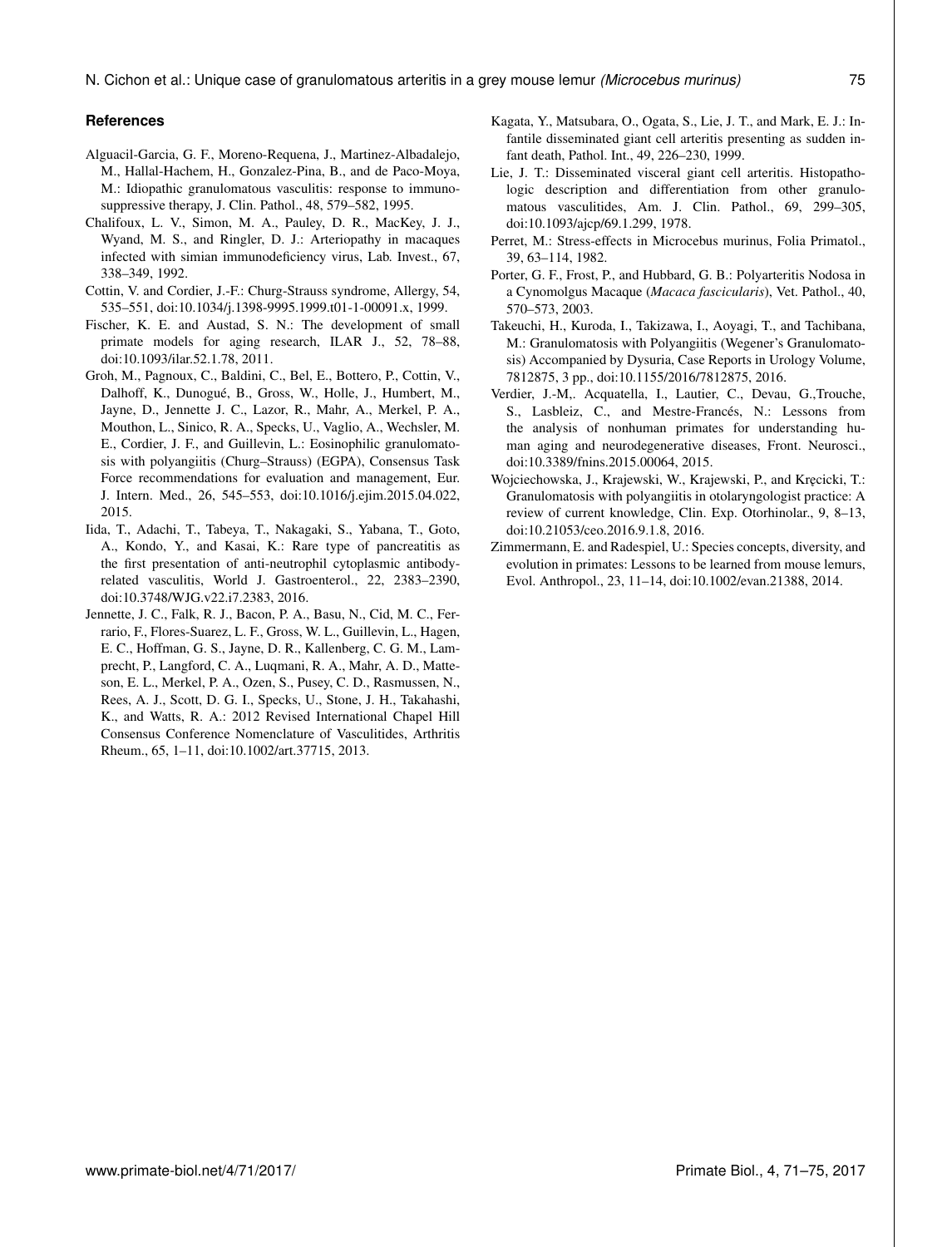## References

Alguacil-Garcia, G. F., Moreno-Requena, J., Martinez-Albadalejo, M., Hallal-Hachem, H., Gonzalez-Pina, B., and de Paco-Moya, M.: Idiopathic granulomatous vasculitis: response to immunosuppressive therapy, J. Clin. Pathol., 48, 579–582, 1995.

Chalifoux, L. V., Simon, M. A., Pauley, D. R., MacKey, J. J., Wyand, M. S., and Ringler, D. J.: Arteriopathy in macaques infected with simian immunodeficiency virus, Lab. Invest., 67, 338–349, 1992.

Cottin, V. and Cordier, J.-F.: Churg-Strauss syndrome, Allergy, 54, 535–551, doi:10.1034/j.1398-9995.1999.t01-1-00091.x, 1999.

Fischer, K. E. and Austad, S. N.: The development of small primate models for aging research, ILAR J., 52, 78–88, doi:10.1093/ilar.52.1.78, 2011.

Groh, M., Pagnoux, C., Baldini, C., Bel, E., Bottero, P., Cottin, V., Dalhoff, K., Dunogué, B., Gross, W., Holle, J., Humbert, M., Jayne, D., Jennette J. C., Lazor, R., Mahr, A., Merkel, P. A., Mouthon, L., Sinico, R. A., Specks, U., Vaglio, A., Wechsler, M. E., Cordier, J. F., and Guillevin, L.: Eosinophilic granulomatosis with polyangiitis (Churg–Strauss) (EGPA), Consensus Task Force recommendations for evaluation and management, Eur. J. Intern. Med., 26, 545–553, doi:10.1016/j.ejim.2015.04.022, 2015.

Iida, T., Adachi, T., Tabeya, T., Nakagaki, S., Yabana, T., Goto, A., Kondo, Y., and Kasai, K.: Rare type of pancreatitis as the first presentation of anti-neutrophil cytoplasmic antibody-related vasculitis, World J. Gastroenterol., 22, 2383–2390, doi:10.3748/WJG.v22.i7.2383, 2016.

Jennette, J. C., Falk, R. J., Bacon, P. A., Basu, N., Cid, M. C., Ferrario, F., Flores-Suarez, L. F., Gross, W. L., Guillevin, L., Hagen, E. C., Hoffman, G. S., Jayne, D. R., Kallenberg, C. G. M., Lamprecht, P., Langford, C. A., Luqmani, R. A., Mahr, A. D., Matteson, E. L., Merkel, P. A., Ozen, S., Pusey, C. D., Rasmussen, N., Rees, A. J., Scott, D. G. I., Specks, U., Stone, J. H., Takahashi, K., and Watts, R. A.: 2012 Revised International Chapel Hill Consensus Conference Nomenclature of Vasculitides, Arthritis Rheum., 65, 1–11, doi:10.1002/art.37715, 2013.

Kagata, Y., Matsubara, O., Ogata, S., Lie, J. T., and Mark, E. J.: Infantile disseminated giant cell arteritis presenting as sudden infant death, Pathol. Int., 49, 226–230, 1999.

Lie, J. T.: Disseminated visceral giant cell arteritis. Histopathologic description and differentiation from other granulomatous vasculitides, Am. J. Clin. Pathol., 69, 299–305, doi:10.1093/ajcp/69.1.299, 1978.

Perret, M.: Stress-effects in Microcebus murinus, Folia Primatol., 39, 63–114, 1982.

Porter, G. F., Frost, P., and Hubbard, G. B.: Polyarteritis Nodosa in a Cynomolgus Macaque (*Macaca fascicularis*), Vet. Pathol., 40, 570–573, 2003.

Takeuchi, H., Kuroda, I., Takizawa, I., Aoyagi, T., and Tachibana, M.: Granulomatosis with Polyangiitis (Wegener's Granulomatosis) Accompanied by Dysuria, Case Reports in Urology Volume, 7812875, 3 pp., doi:10.1155/2016/7812875, 2016.

Verdier, J.-M,. Acquatella, I., Lautier, C., Devau, G.,Trouche, S., Lasbleiz, C., and Mestre-Francés, N.: Lessons from the analysis of nonhuman primates for understanding human aging and neurodegenerative diseases, Front. Neurosci., doi:10.3389/fnins.2015.00064, 2015.

Wojciechowska, J., Krajewski, W., Krajewski, P., and Kręcicki, T.: Granulomatosis with polyangiitis in otolaryngologist practice: A review of current knowledge, Clin. Exp. Otorhinolar., 9, 8–13, doi:10.21053/ceo.2016.9.1.8, 2016.

Zimmermann, E. and Radespiel, U.: Species concepts, diversity, and evolution in primates: Lessons to be learned from mouse lemurs, Evol. Anthropol., 23, 11–14, doi:10.1002/evan.21388, 2014.